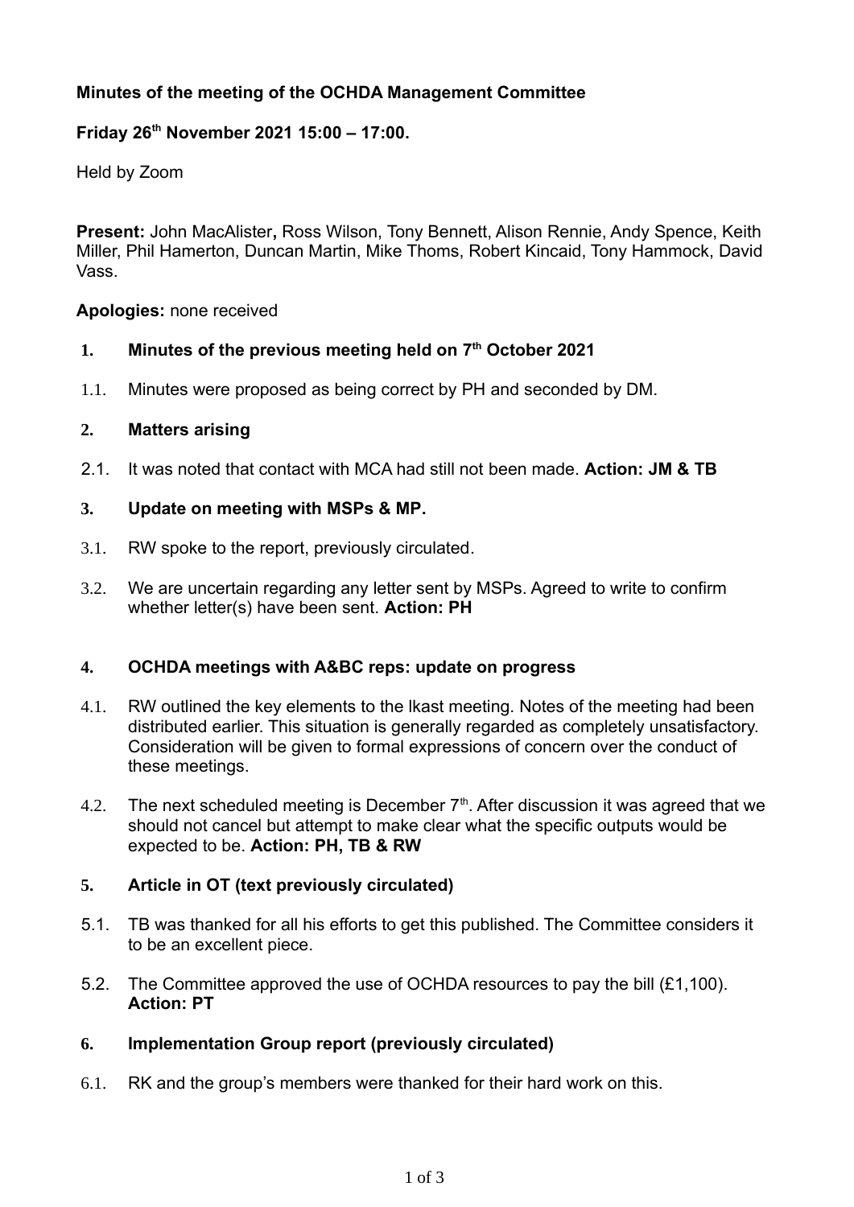**Minutes of the meeting of the OCHDA Management Committee**

**Friday 26th November 2021 15:00 – 17:00.**

Held by Zoom

**Present:** John MacAlister**,** Ross Wilson, Tony Bennett, Alison Rennie, Andy Spence, Keith Miller, Phil Hamerton, Duncan Martin, Mike Thoms, Robert Kincaid, Tony Hammock, David Vass.

**Apologies:** none received

**1. Minutes of the previous meeting held on 7th October 2021**

1.1. Minutes were proposed as being correct by PH and seconded by DM.

**2. Matters arising**

2.1. It was noted that contact with MCA had still not been made. **Action: JM & TB**

**3. Update on meeting with MSPs & MP.**

3.1. RW spoke to the report, previously circulated.

3.2. We are uncertain regarding any letter sent by MSPs. Agreed to write to confirm whether letter(s) have been sent. **Action: PH**

**4. OCHDA meetings with A&BC reps: update on progress**

4.1. RW outlined the key elements to the Ikast meeting. Notes of the meeting had been distributed earlier. This situation is generally regarded as completely unsatisfactory. Consideration will be given to formal expressions of concern over the conduct of these meetings.

4.2. The next scheduled meeting is December 7th. After discussion it was agreed that we should not cancel but attempt to make clear what the specific outputs would be expected to be. **Action: PH, TB & RW**

**5. Article in OT (text previously circulated)**

5.1. TB was thanked for all his efforts to get this published. The Committee considers it to be an excellent piece.

5.2. The Committee approved the use of OCHDA resources to pay the bill (£1,100). **Action: PT**

**6. Implementation Group report (previously circulated)**

6.1. RK and the group's members were thanked for their hard work on this.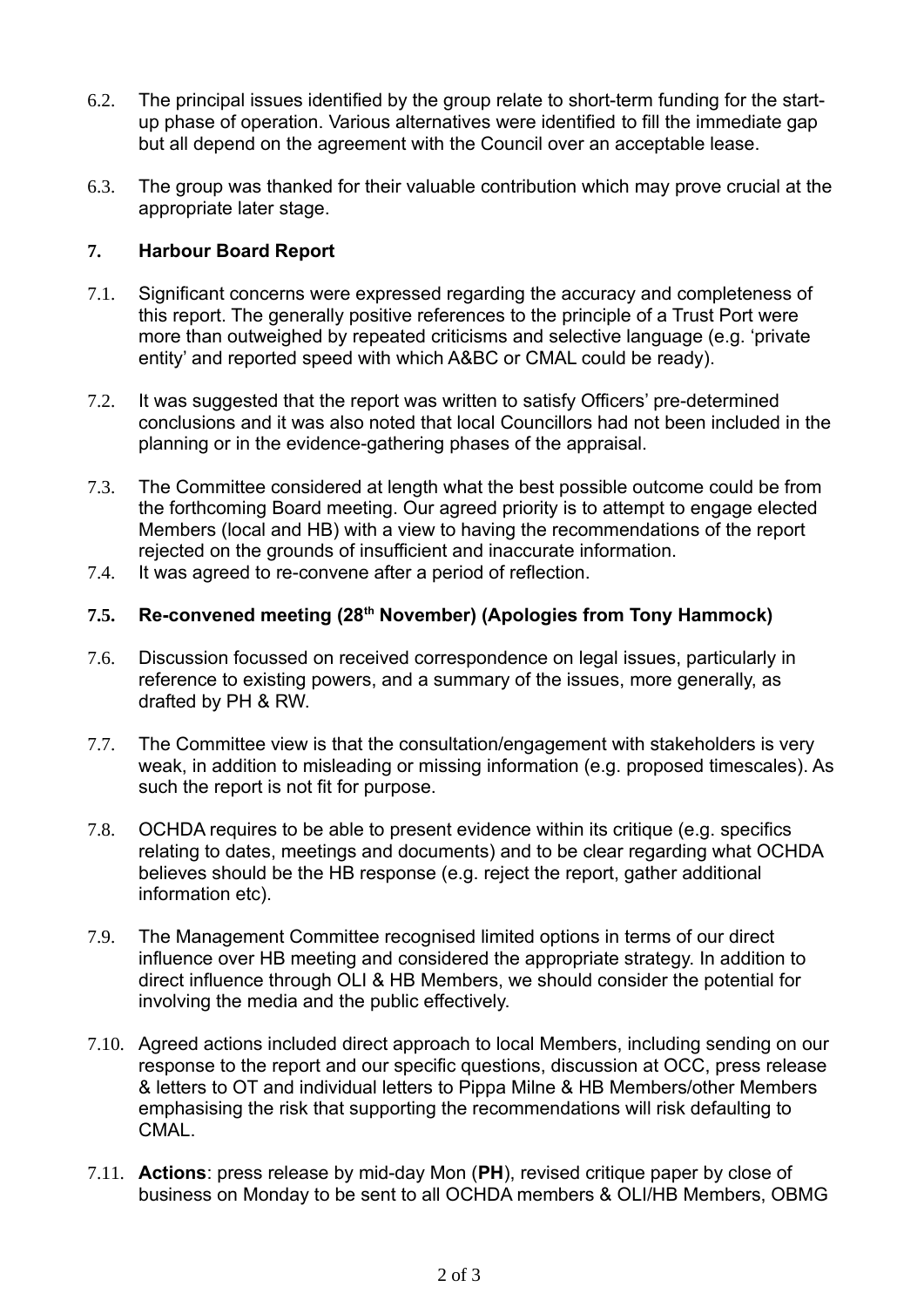6.2. The principal issues identified by the group relate to short-term funding for the start-up phase of operation. Various alternatives were identified to fill the immediate gap but all depend on the agreement with the Council over an acceptable lease.

6.3. The group was thanked for their valuable contribution which may prove crucial at the appropriate later stage.

**7. Harbour Board Report**

7.1. Significant concerns were expressed regarding the accuracy and completeness of this report. The generally positive references to the principle of a Trust Port were more than outweighed by repeated criticisms and selective language (e.g. 'private entity' and reported speed with which A&BC or CMAL could be ready).

7.2. It was suggested that the report was written to satisfy Officers' pre-determined conclusions and it was also noted that local Councillors had not been included in the planning or in the evidence-gathering phases of the appraisal.

7.3. The Committee considered at length what the best possible outcome could be from the forthcoming Board meeting. Our agreed priority is to attempt to engage elected Members (local and HB) with a view to having the recommendations of the report rejected on the grounds of insufficient and inaccurate information.

7.4. It was agreed to re-convene after a period of reflection.

**7.5. Re-convened meeting (28th November) (Apologies from Tony Hammock)**

7.6. Discussion focussed on received correspondence on legal issues, particularly in reference to existing powers, and a summary of the issues, more generally, as drafted by PH & RW.

7.7. The Committee view is that the consultation/engagement with stakeholders is very weak, in addition to misleading or missing information (e.g. proposed timescales). As such the report is not fit for purpose.

7.8. OCHDA requires to be able to present evidence within its critique (e.g. specifics relating to dates, meetings and documents) and to be clear regarding what OCHDA believes should be the HB response (e.g. reject the report, gather additional information etc).

7.9. The Management Committee recognised limited options in terms of our direct influence over HB meeting and considered the appropriate strategy. In addition to direct influence through OLI & HB Members, we should consider the potential for involving the media and the public effectively.

7.10. Agreed actions included direct approach to local Members, including sending on our response to the report and our specific questions, discussion at OCC, press release & letters to OT and individual letters to Pippa Milne & HB Members/other Members emphasising the risk that supporting the recommendations will risk defaulting to CMAL.

7.11. **Actions**: press release by mid-day Mon (**PH**), revised critique paper by close of business on Monday to be sent to all OCHDA members & OLI/HB Members, OBMG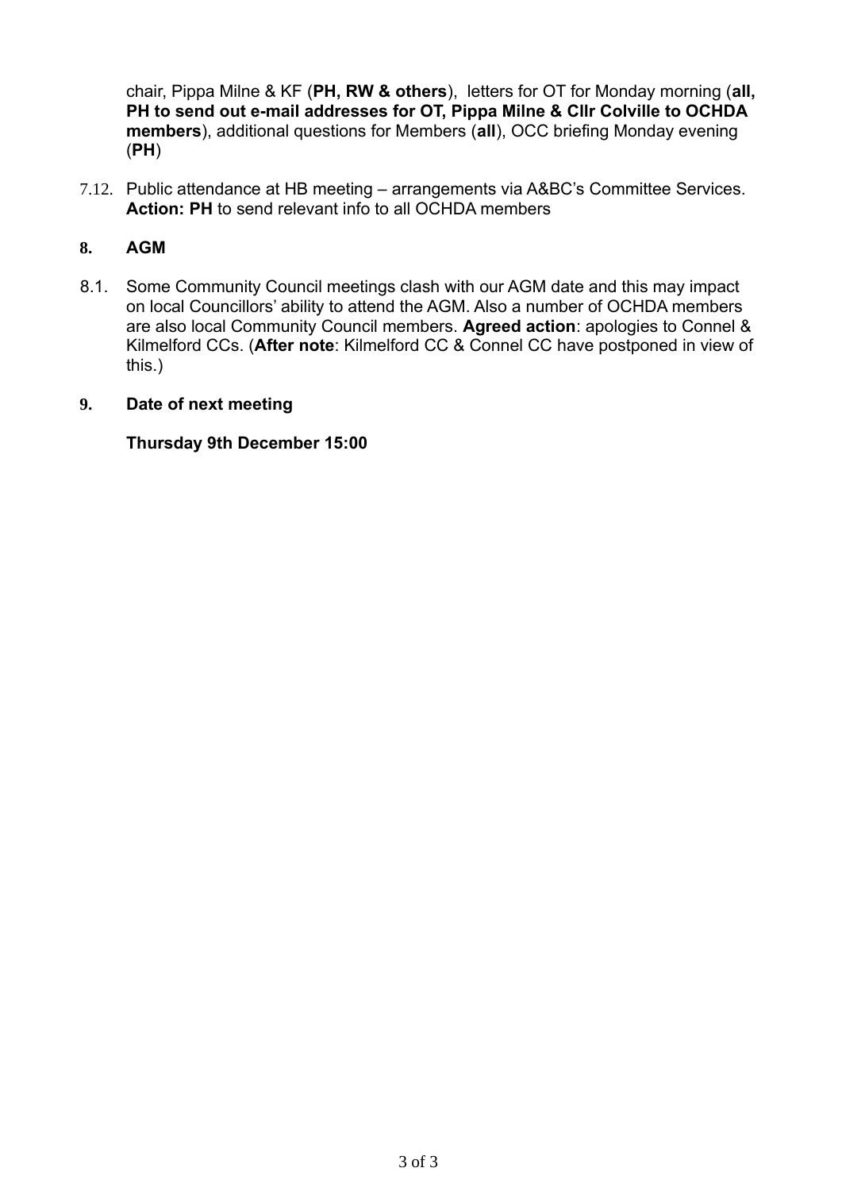chair, Pippa Milne & KF (**PH, RW & others**), letters for OT for Monday morning (**all, PH to send out e-mail addresses for OT, Pippa Milne & Cllr Colville to OCHDA members**), additional questions for Members (**all**), OCC briefing Monday evening (**PH**)

7.12. Public attendance at HB meeting – arrangements via A&BC's Committee Services. **Action: PH** to send relevant info to all OCHDA members

## 8. AGM

8.1. Some Community Council meetings clash with our AGM date and this may impact on local Councillors' ability to attend the AGM. Also a number of OCHDA members are also local Community Council members. **Agreed action**: apologies to Connel & Kilmelford CCs. (**After note**: Kilmelford CC & Connel CC have postponed in view of this.)

## 9. Date of next meeting

**Thursday 9th December 15:00**